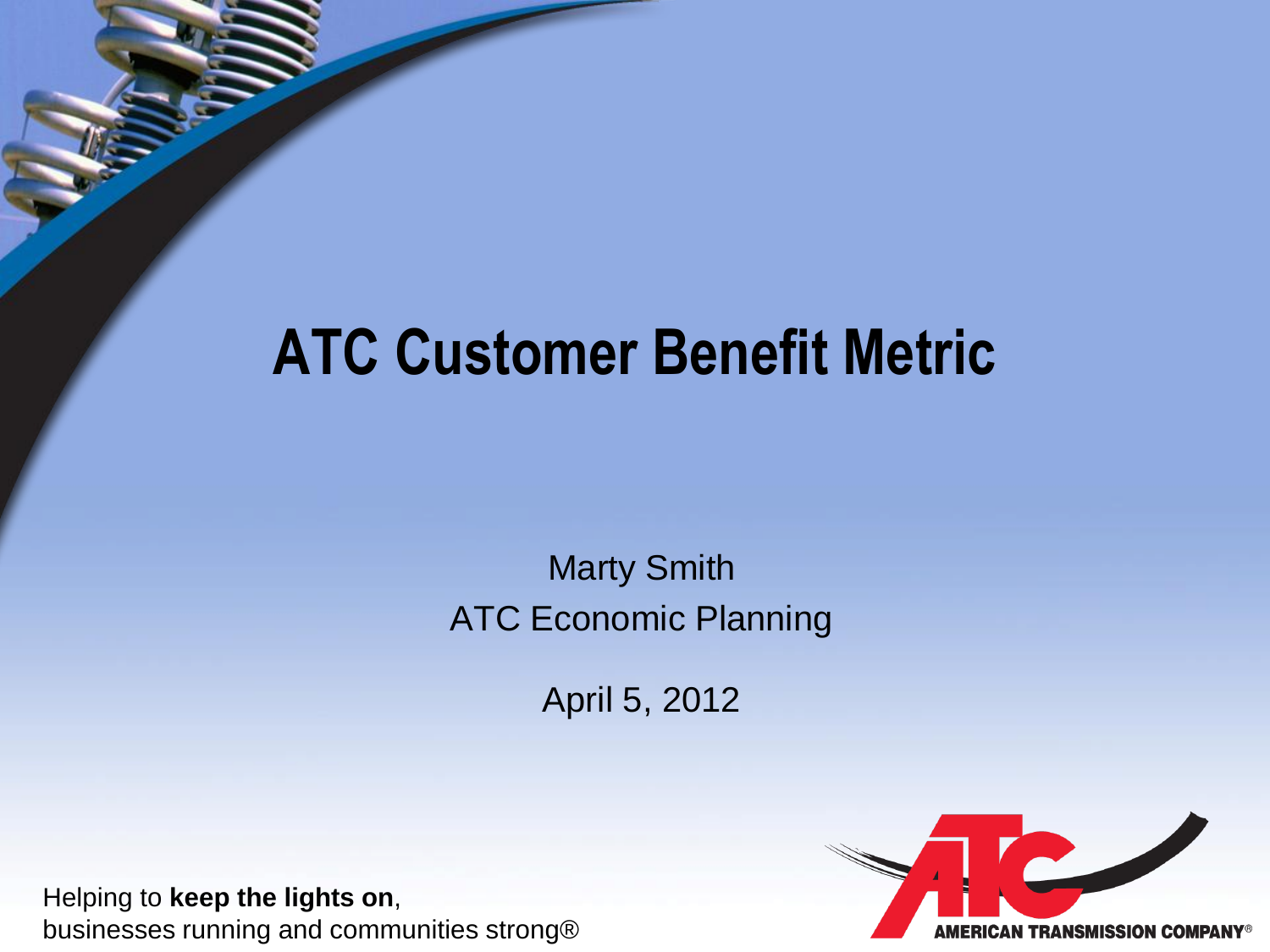# ATC Customer Benefit Metric

Marty Smith
ATC Economic Planning

April 5, 2012

Helping to **keep the lights on**,
businesses running and communities strong®

AMERICAN TRANSMISSION COMPANY®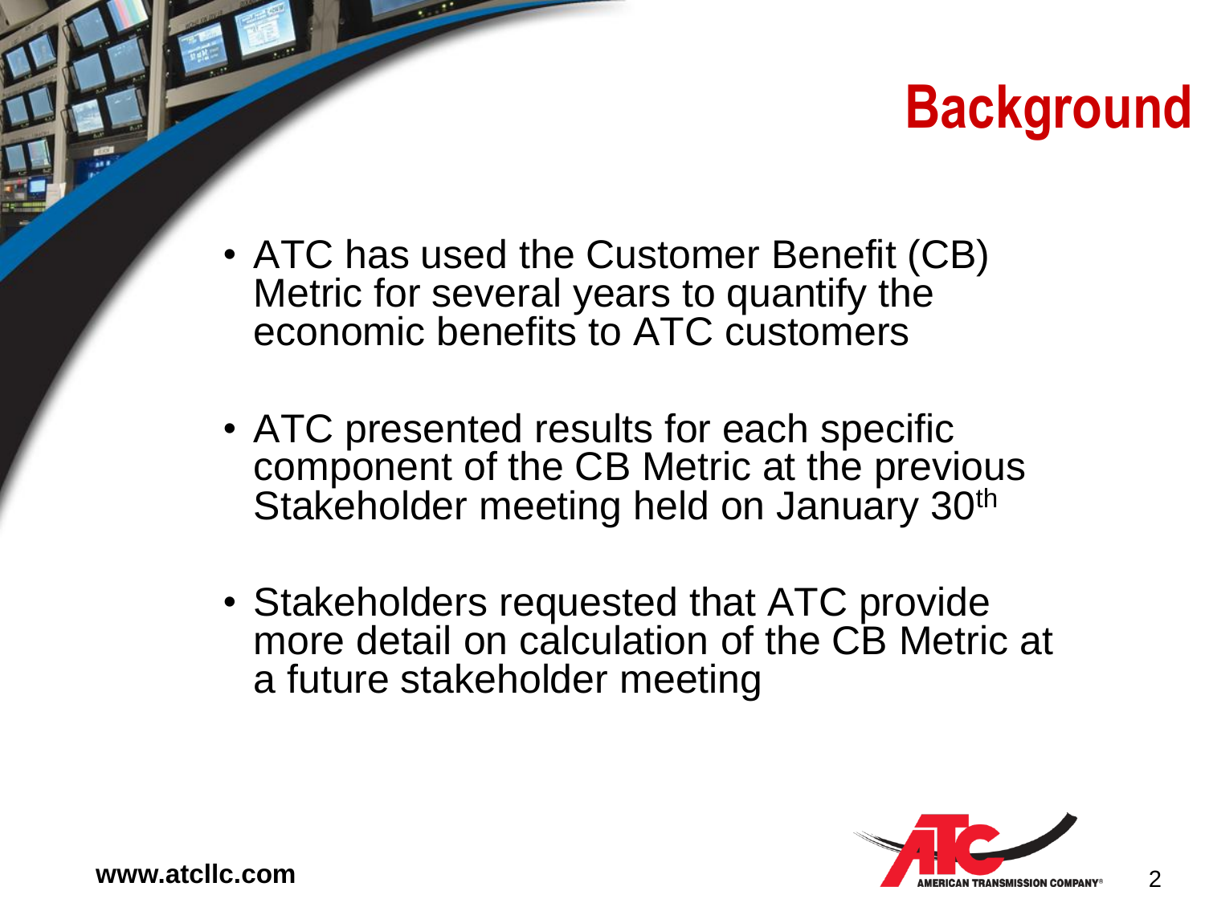# Background

- ATC has used the Customer Benefit (CB) Metric for several years to quantify the economic benefits to ATC customers
- ATC presented results for each specific component of the CB Metric at the previous Stakeholder meeting held on January 30th
- Stakeholders requested that ATC provide more detail on calculation of the CB Metric at a future stakeholder meeting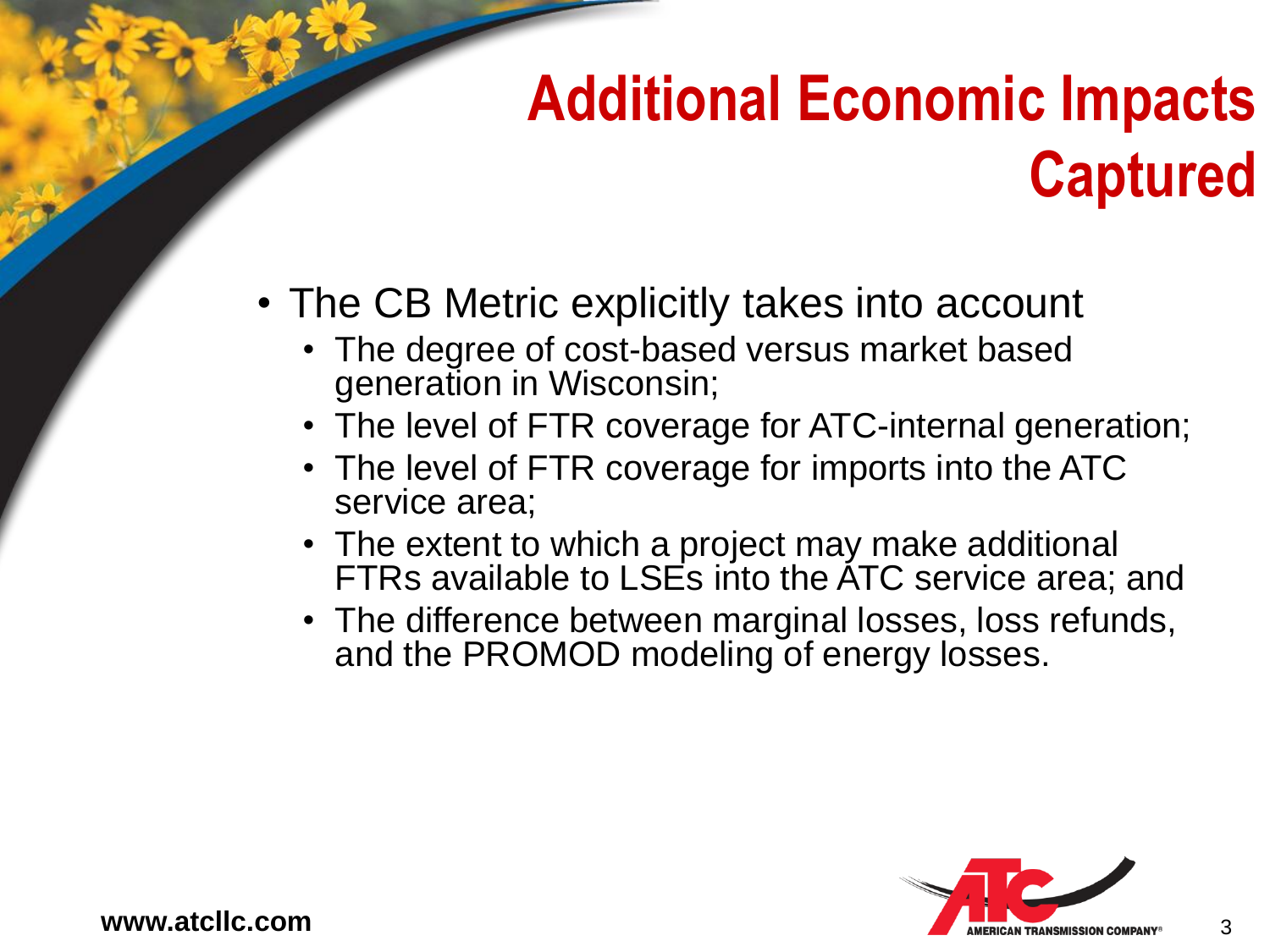# Additional Economic Impacts Captured

- The CB Metric explicitly takes into account
  - The degree of cost-based versus market based generation in Wisconsin;
  - The level of FTR coverage for ATC-internal generation;
  - The level of FTR coverage for imports into the ATC service area;
  - The extent to which a project may make additional FTRs available to LSEs into the ATC service area; and
  - The difference between marginal losses, loss refunds, and the PROMOD modeling of energy losses.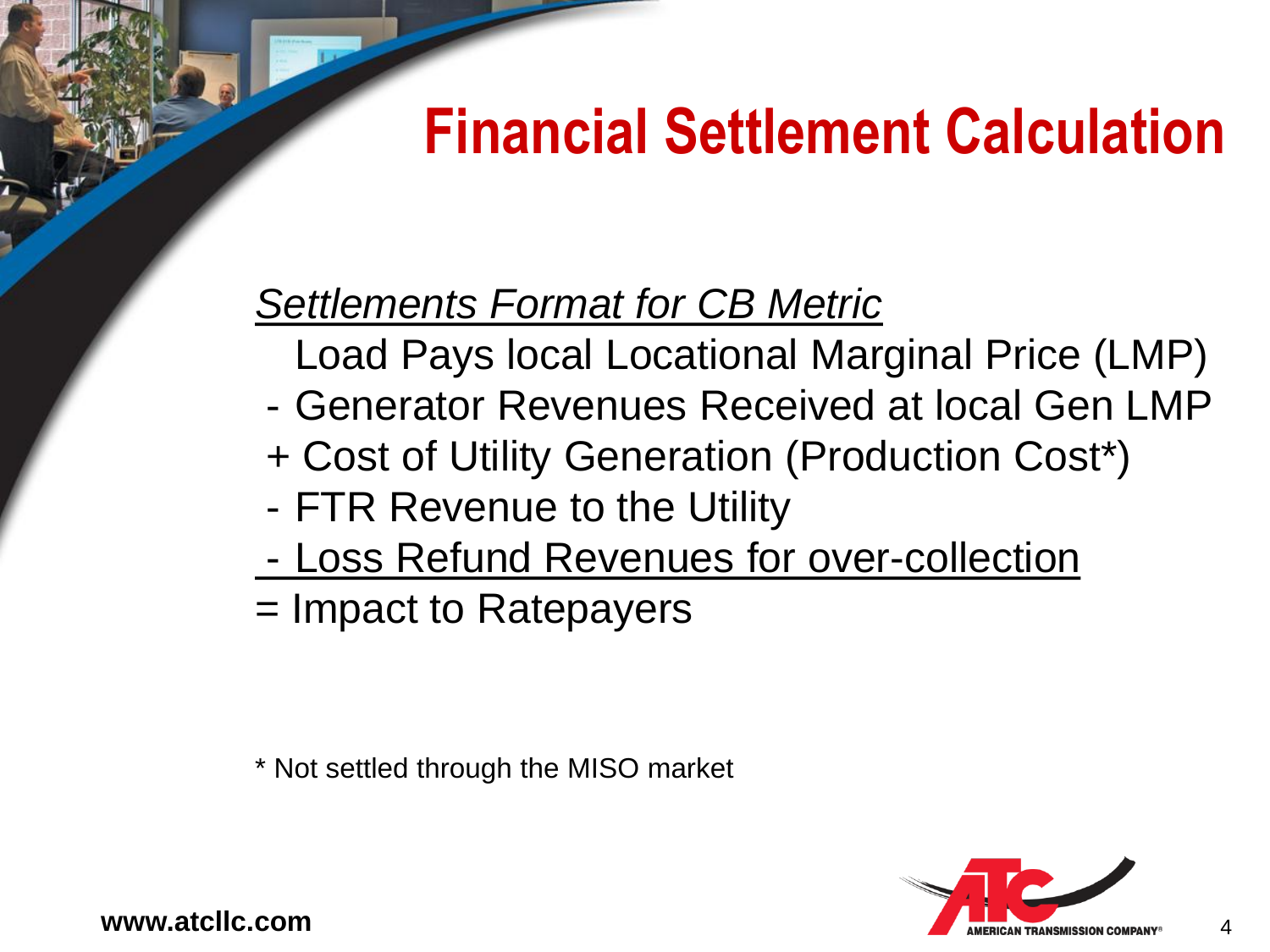# Financial Settlement Calculation

*Settlements Format for CB Metric*

Load Pays local Locational Marginal Price (LMP)
- Generator Revenues Received at local Gen LMP
+ Cost of Utility Generation (Production Cost*)
- FTR Revenue to the Utility
- Loss Refund Revenues for over-collection

= Impact to Ratepayers

* Not settled through the MISO market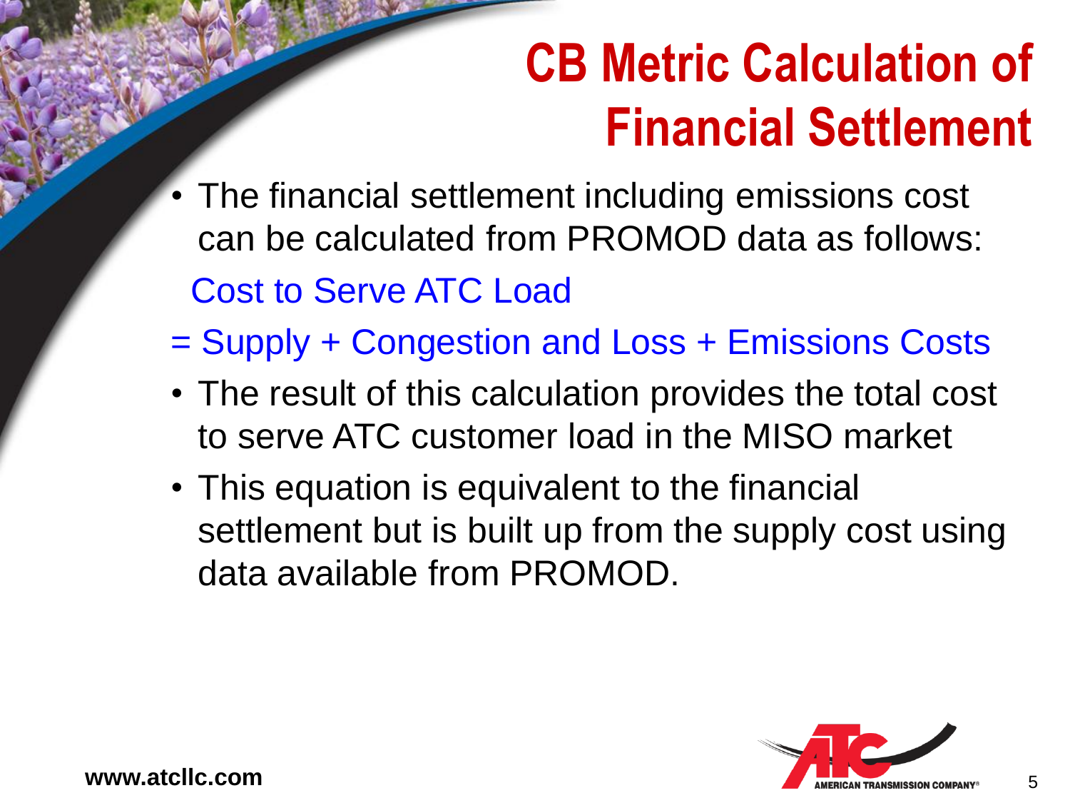# CB Metric Calculation of Financial Settlement

- The financial settlement including emissions cost can be calculated from PROMOD data as follows:

  Cost to Serve ATC Load

  = Supply + Congestion and Loss + Emissions Costs

- The result of this calculation provides the total cost to serve ATC customer load in the MISO market
- This equation is equivalent to the financial settlement but is built up from the supply cost using data available from PROMOD.

www.atcllc.com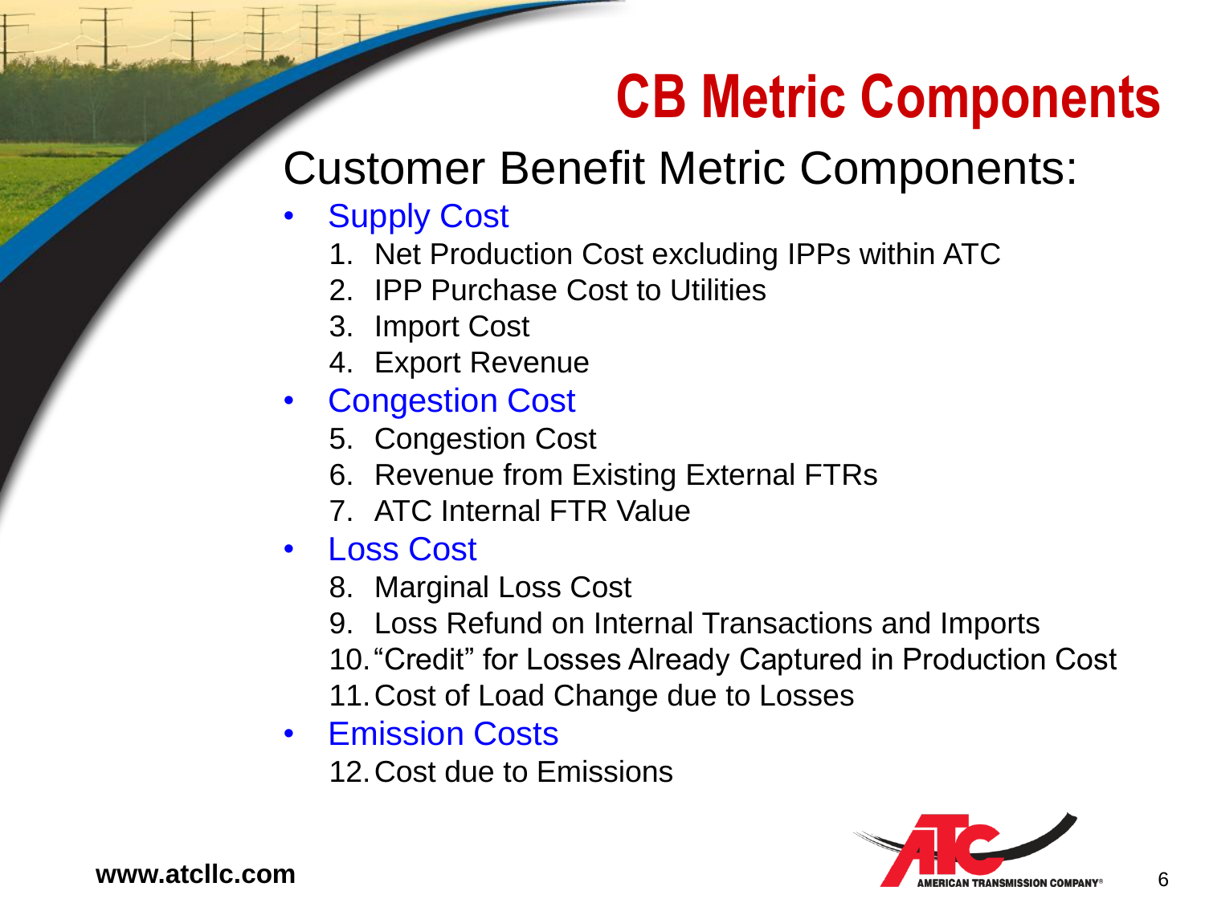# CB Metric Components

## Customer Benefit Metric Components:

- Supply Cost
  1. Net Production Cost excluding IPPs within ATC
  2. IPP Purchase Cost to Utilities
  3. Import Cost
  4. Export Revenue
- Congestion Cost
  5. Congestion Cost
  6. Revenue from Existing External FTRs
  7. ATC Internal FTR Value
- Loss Cost
  8. Marginal Loss Cost
  9. Loss Refund on Internal Transactions and Imports
  10. "Credit" for Losses Already Captured in Production Cost
  11. Cost of Load Change due to Losses
- Emission Costs
  12. Cost due to Emissions

www.atcllc.com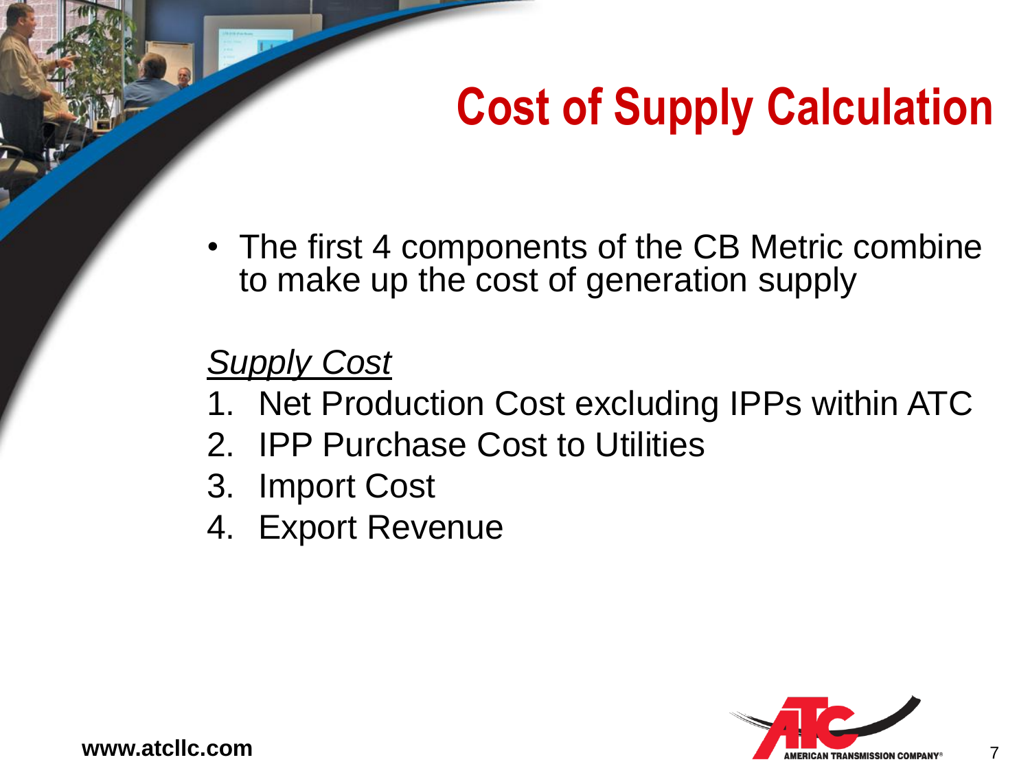# Cost of Supply Calculation

- The first 4 components of the CB Metric combine to make up the cost of generation supply

*Supply Cost*

1. Net Production Cost excluding IPPs within ATC
2. IPP Purchase Cost to Utilities
3. Import Cost
4. Export Revenue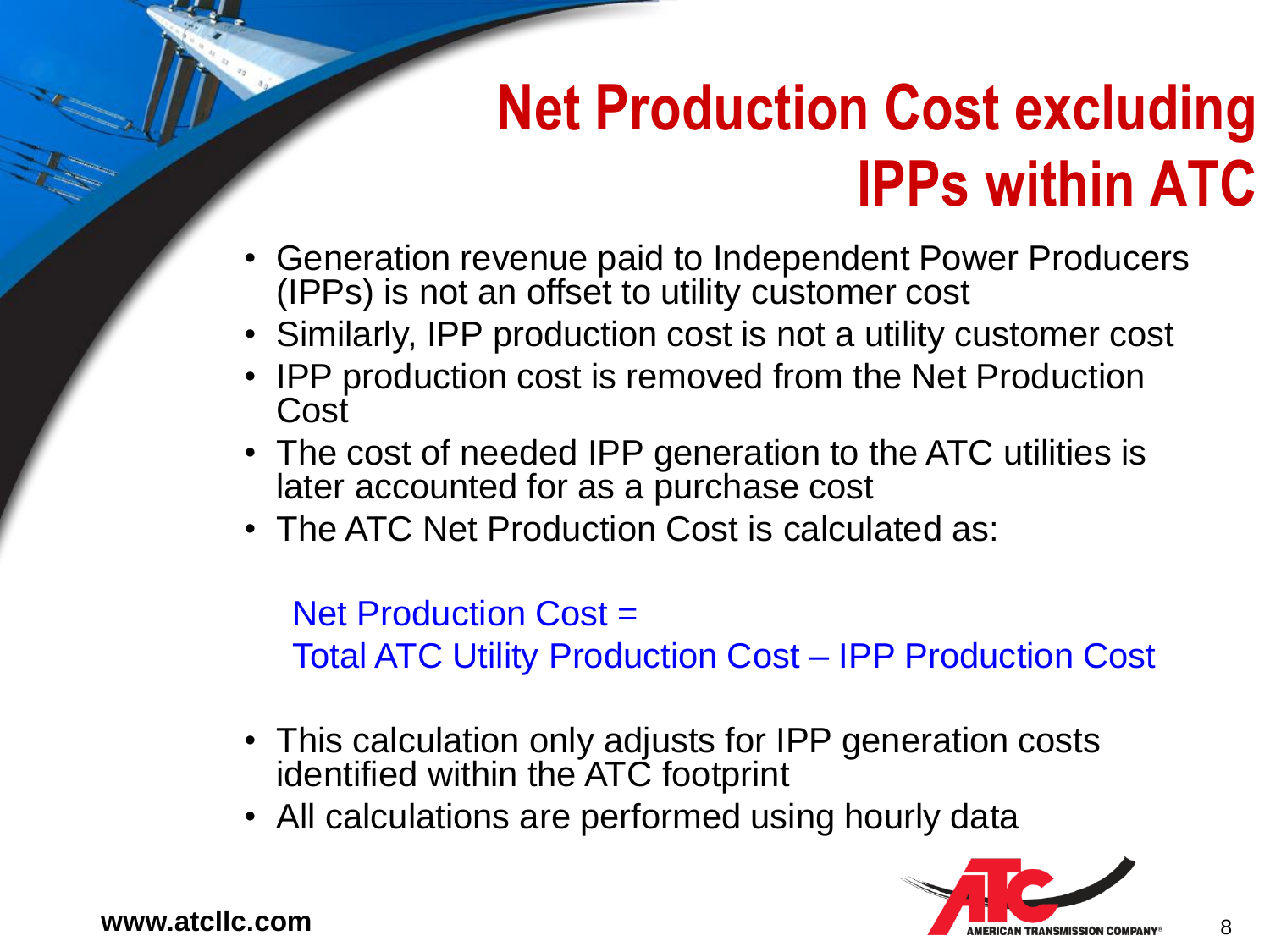# Net Production Cost excluding IPPs within ATC

- Generation revenue paid to Independent Power Producers (IPPs) is not an offset to utility customer cost
- Similarly, IPP production cost is not a utility customer cost
- IPP production cost is removed from the Net Production Cost
- The cost of needed IPP generation to the ATC utilities is later accounted for as a purchase cost
- The ATC Net Production Cost is calculated as:

  Net Production Cost =
  Total ATC Utility Production Cost – IPP Production Cost

- This calculation only adjusts for IPP generation costs identified within the ATC footprint
- All calculations are performed using hourly data

www.atcllc.com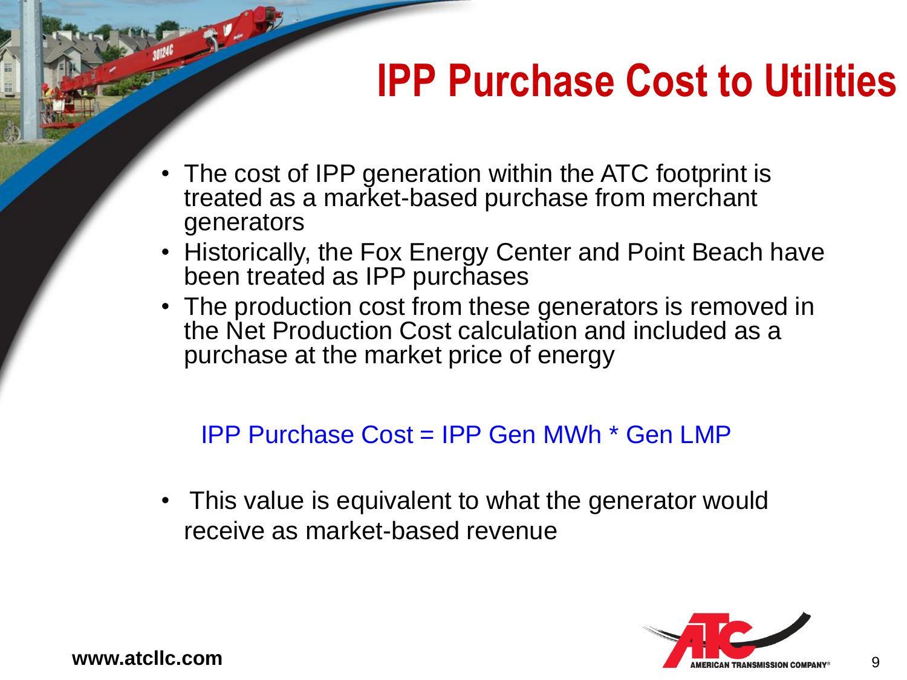# IPP Purchase Cost to Utilities

- The cost of IPP generation within the ATC footprint is treated as a market-based purchase from merchant generators
- Historically, the Fox Energy Center and Point Beach have been treated as IPP purchases
- The production cost from these generators is removed in the Net Production Cost calculation and included as a purchase at the market price of energy

IPP Purchase Cost = IPP Gen MWh * Gen LMP

- This value is equivalent to what the generator would receive as market-based revenue

www.atcllc.com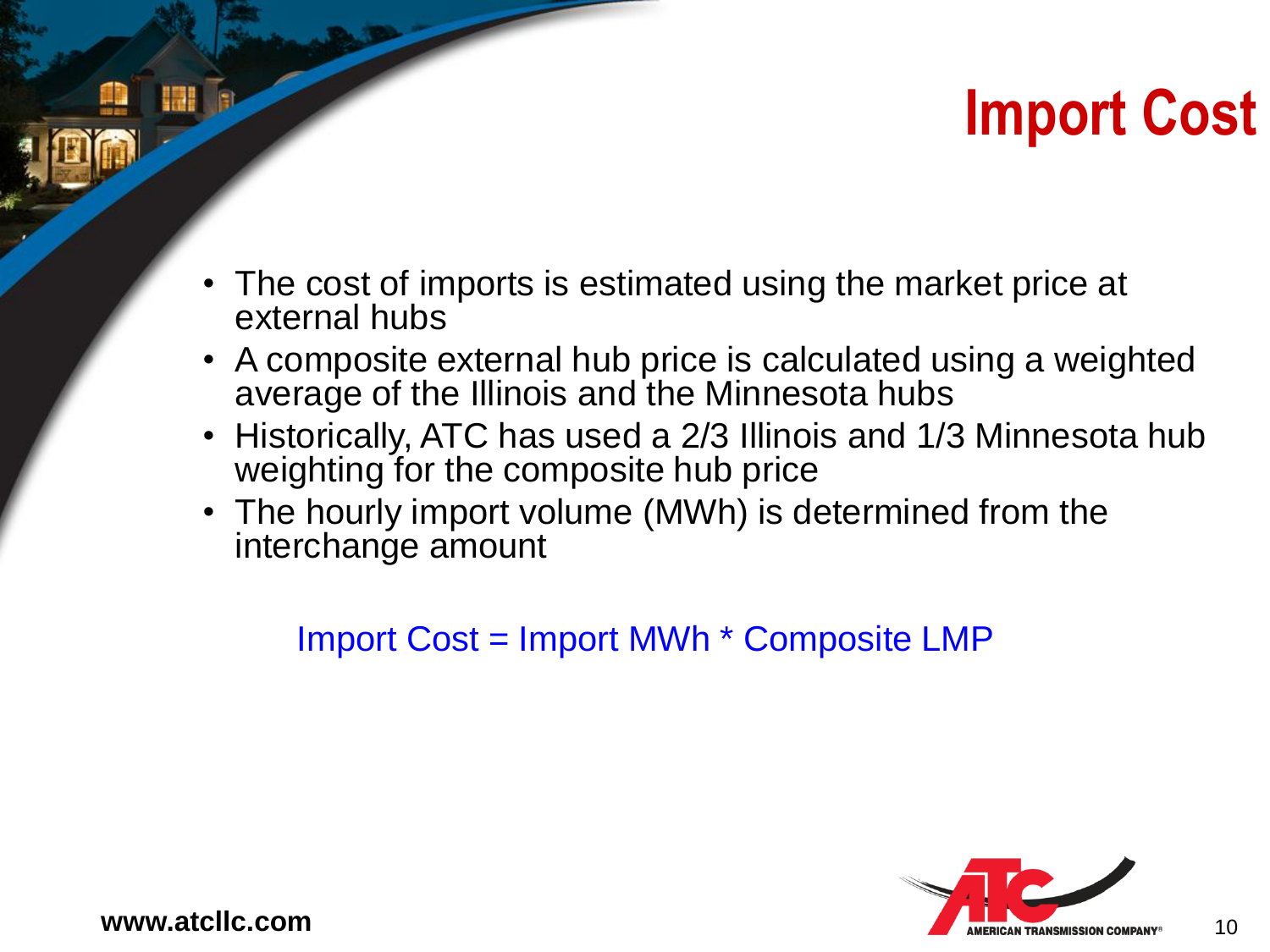# Import Cost

- The cost of imports is estimated using the market price at external hubs
- A composite external hub price is calculated using a weighted average of the Illinois and the Minnesota hubs
- Historically, ATC has used a 2/3 Illinois and 1/3 Minnesota hub weighting for the composite hub price
- The hourly import volume (MWh) is determined from the interchange amount

Import Cost = Import MWh * Composite LMP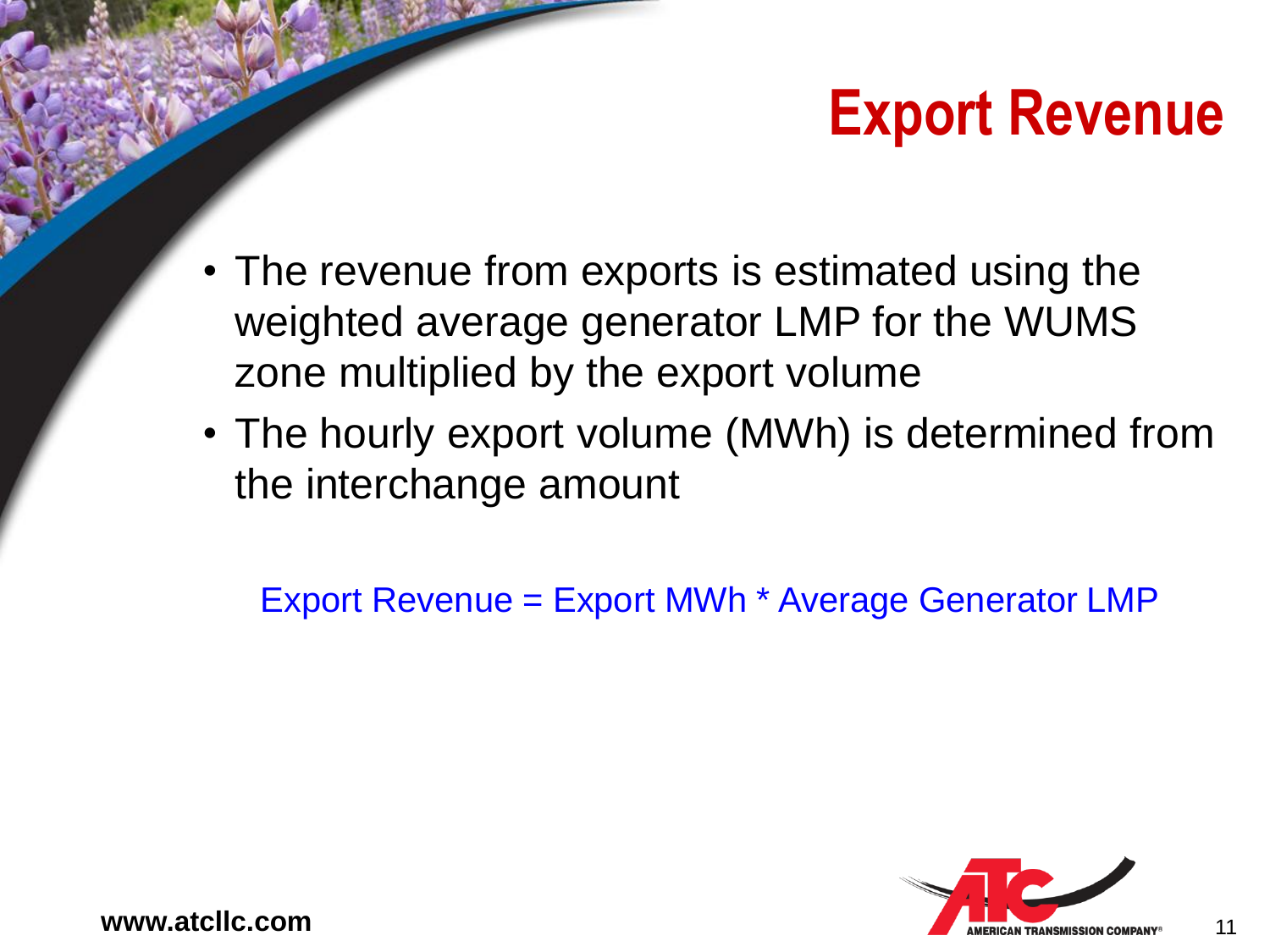# Export Revenue

- The revenue from exports is estimated using the weighted average generator LMP for the WUMS zone multiplied by the export volume
- The hourly export volume (MWh) is determined from the interchange amount

Export Revenue = Export MWh * Average Generator LMP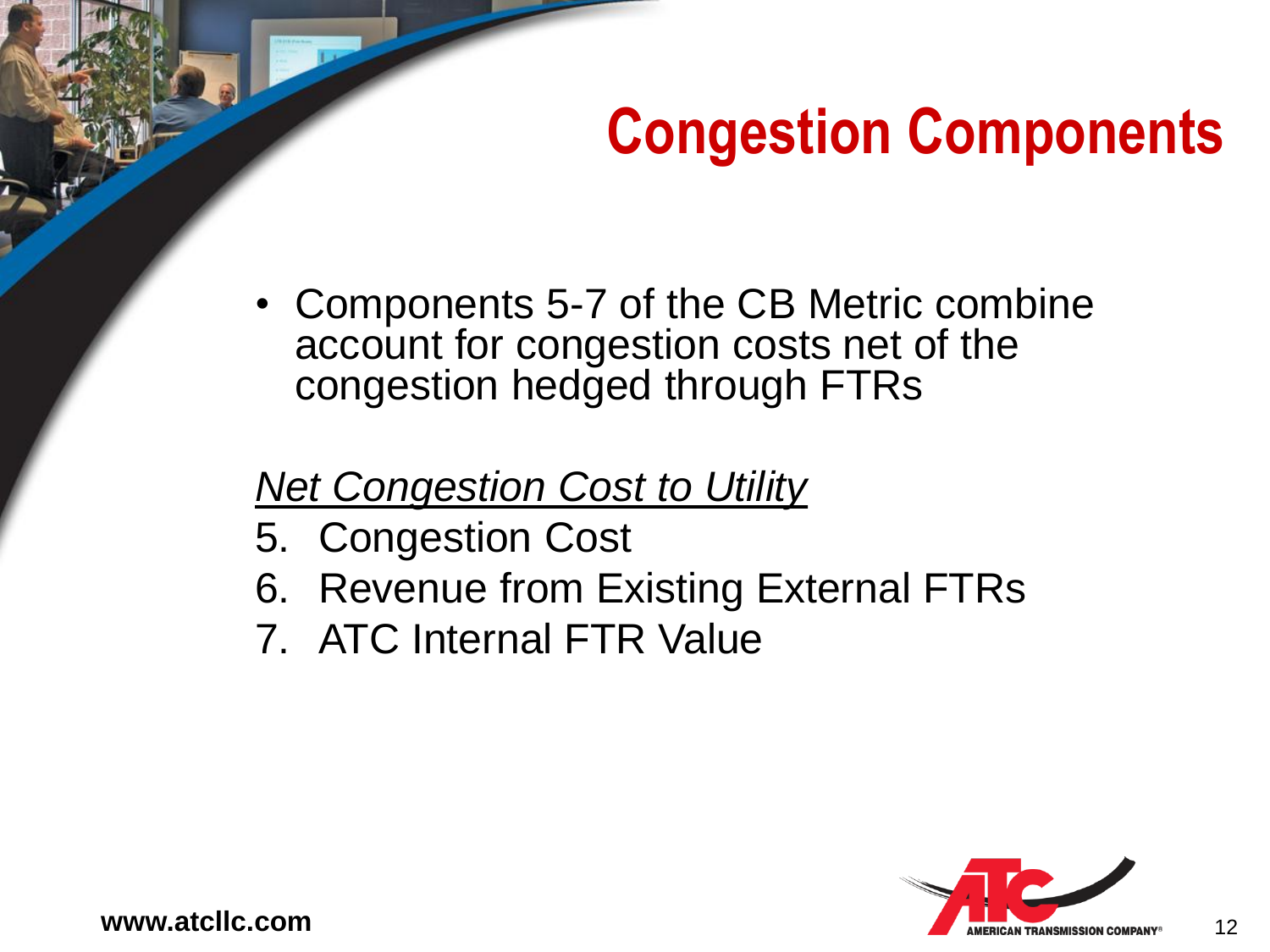# Congestion Components

- Components 5-7 of the CB Metric combine account for congestion costs net of the congestion hedged through FTRs

*Net Congestion Cost to Utility*

5. Congestion Cost
6. Revenue from Existing External FTRs
7. ATC Internal FTR Value

www.atcllc.com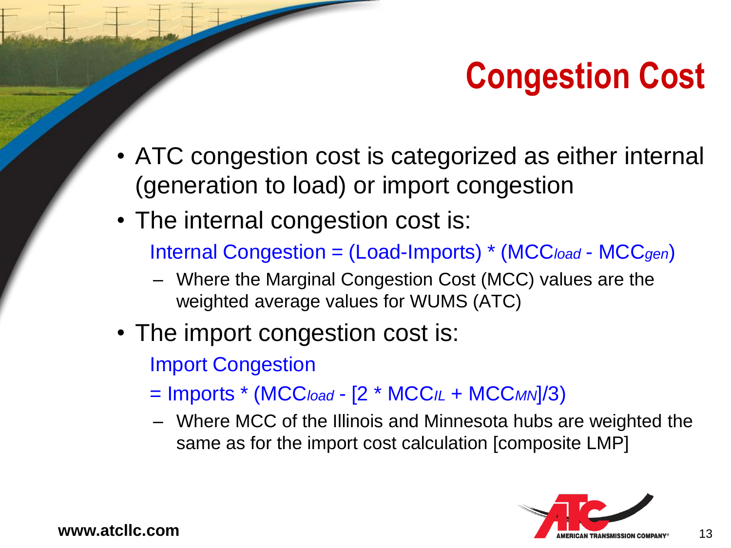# Congestion Cost

- ATC congestion cost is categorized as either internal (generation to load) or import congestion
- The internal congestion cost is:

  $$\text{Internal Congestion} = (\text{Load}-\text{Imports}) * (MCC_{load} - MCC_{gen})$$

  - Where the Marginal Congestion Cost (MCC) values are the weighted average values for WUMS (ATC)
- The import congestion cost is:

  $$\text{Import Congestion} = \text{Imports} * (MCC_{load} - [2 * MCC_{IL} + MCC_{MN}]/3)$$

  - Where MCC of the Illinois and Minnesota hubs are weighted the same as for the import cost calculation [composite LMP]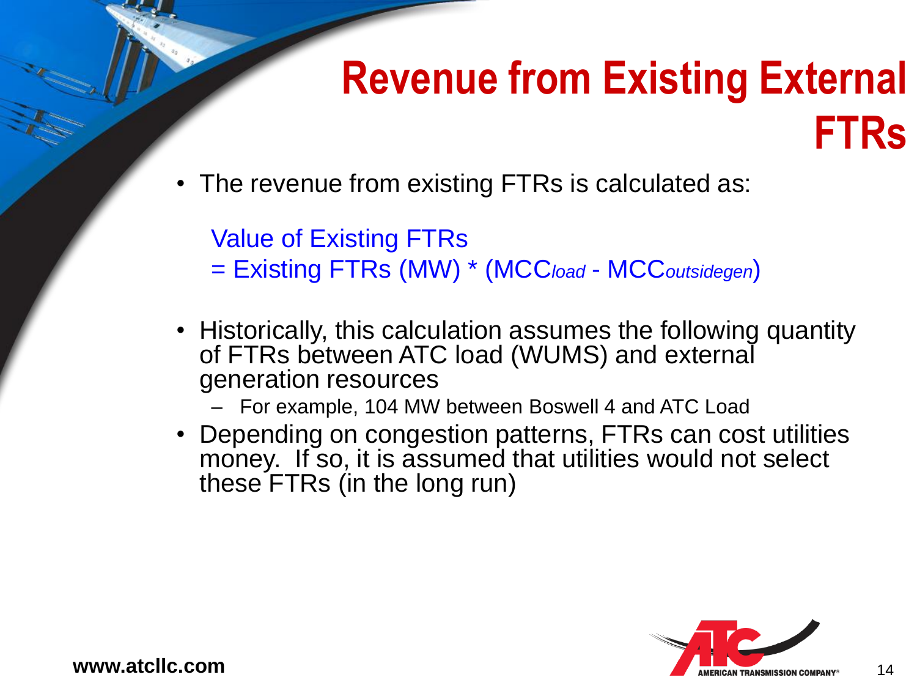# Revenue from Existing External FTRs

- The revenue from existing FTRs is calculated as:

  Value of Existing FTRs
  $= \text{Existing FTRs (MW)} * (MCC_{load} - MCC_{outsidegen})$

- Historically, this calculation assumes the following quantity of FTRs between ATC load (WUMS) and external generation resources
  - For example, 104 MW between Boswell 4 and ATC Load
- Depending on congestion patterns, FTRs can cost utilities money. If so, it is assumed that utilities would not select these FTRs (in the long run)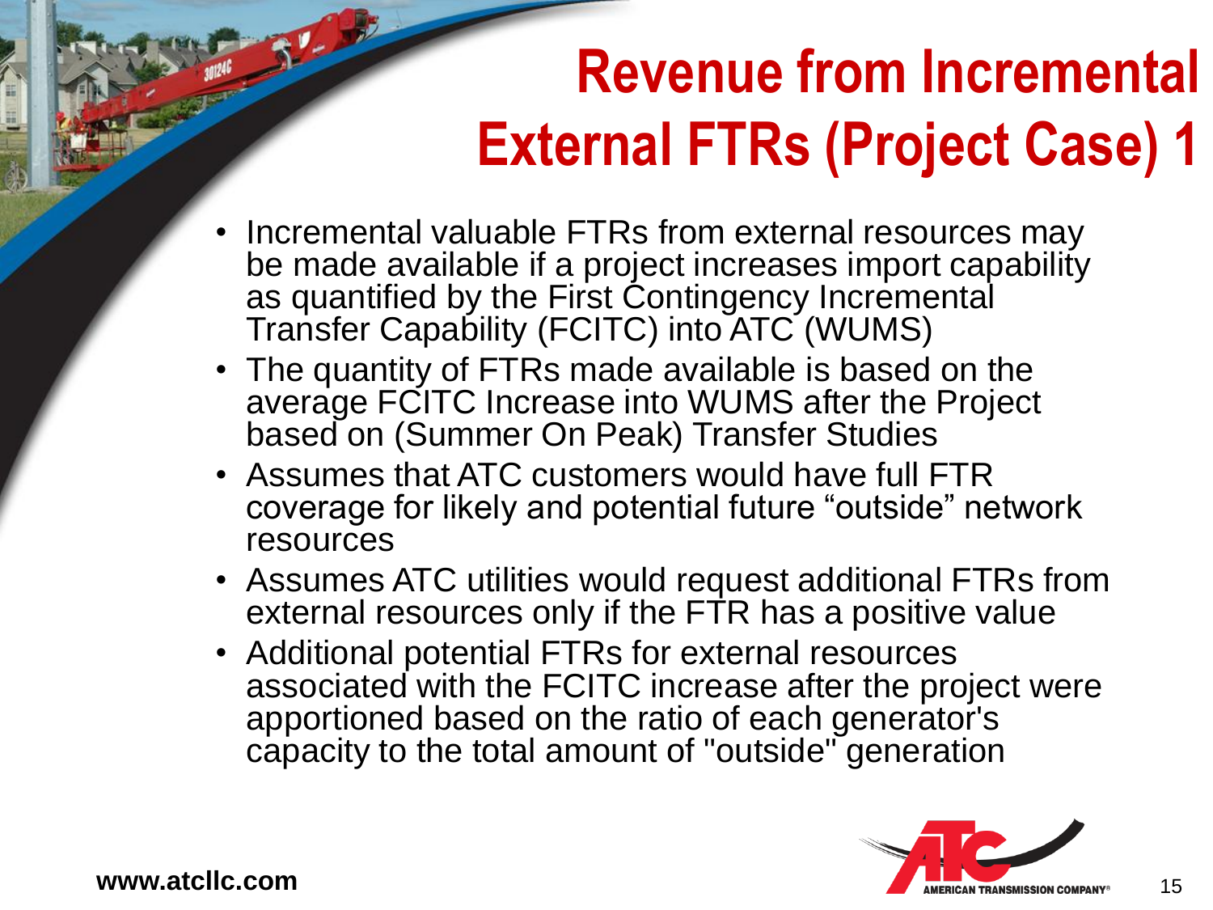# Revenue from Incremental External FTRs (Project Case) 1

- Incremental valuable FTRs from external resources may be made available if a project increases import capability as quantified by the First Contingency Incremental Transfer Capability (FCITC) into ATC (WUMS)
- The quantity of FTRs made available is based on the average FCITC Increase into WUMS after the Project based on (Summer On Peak) Transfer Studies
- Assumes that ATC customers would have full FTR coverage for likely and potential future "outside" network resources
- Assumes ATC utilities would request additional FTRs from external resources only if the FTR has a positive value
- Additional potential FTRs for external resources associated with the FCITC increase after the project were apportioned based on the ratio of each generator's capacity to the total amount of "outside" generation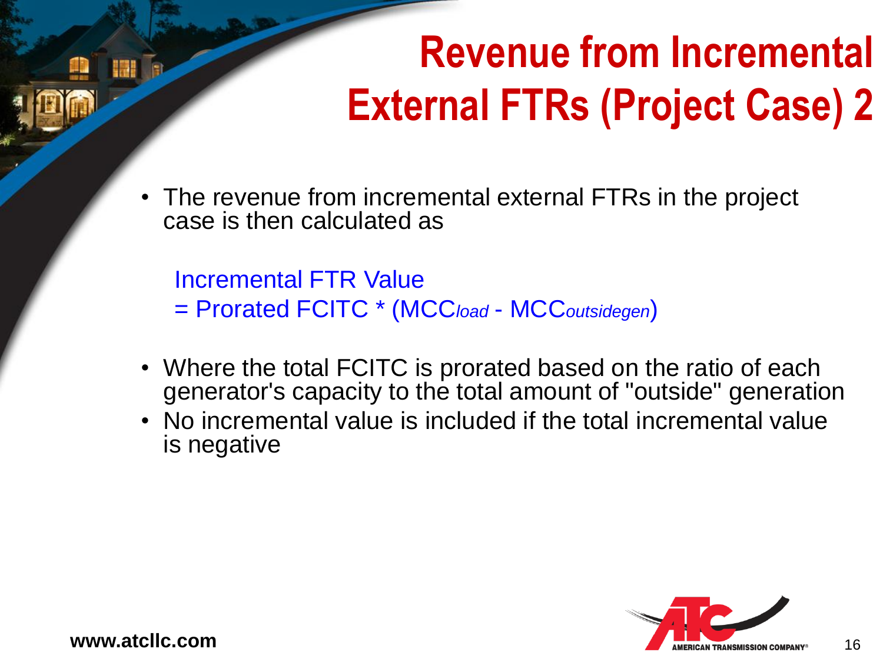# Revenue from Incremental External FTRs (Project Case) 2

- The revenue from incremental external FTRs in the project case is then calculated as

$$\text{Incremental FTR Value} = \text{Prorated FCITC} * (MCC_{load} - MCC_{outsidegen})$$

- Where the total FCITC is prorated based on the ratio of each generator's capacity to the total amount of "outside" generation
- No incremental value is included if the total incremental value is negative

www.atcllc.com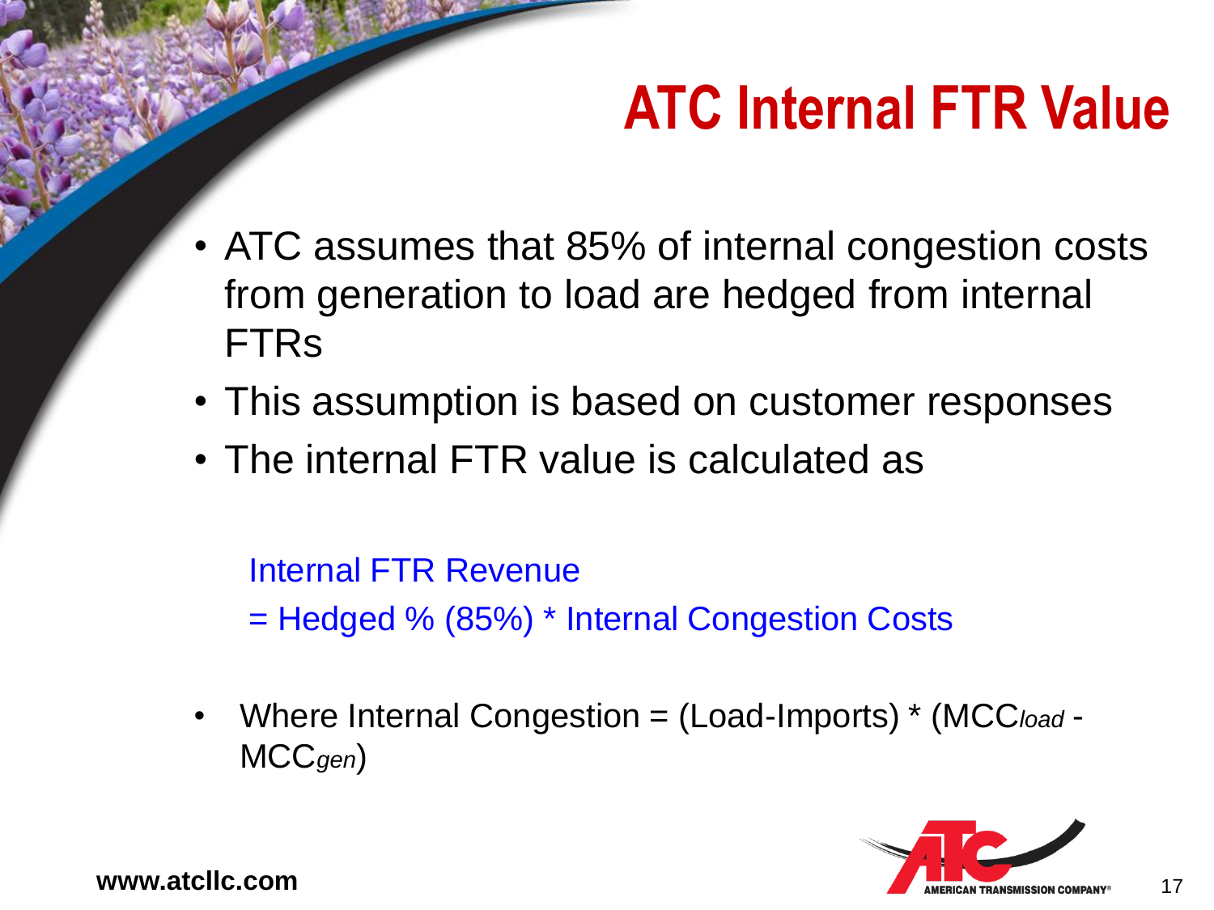# ATC Internal FTR Value

- ATC assumes that 85% of internal congestion costs from generation to load are hedged from internal FTRs
- This assumption is based on customer responses
- The internal FTR value is calculated as

Internal FTR Revenue
= Hedged % (85%) * Internal Congestion Costs

- Where Internal Congestion = (Load-Imports) * ($MCC_{load}$ - $MCC_{gen}$)

www.atcllc.com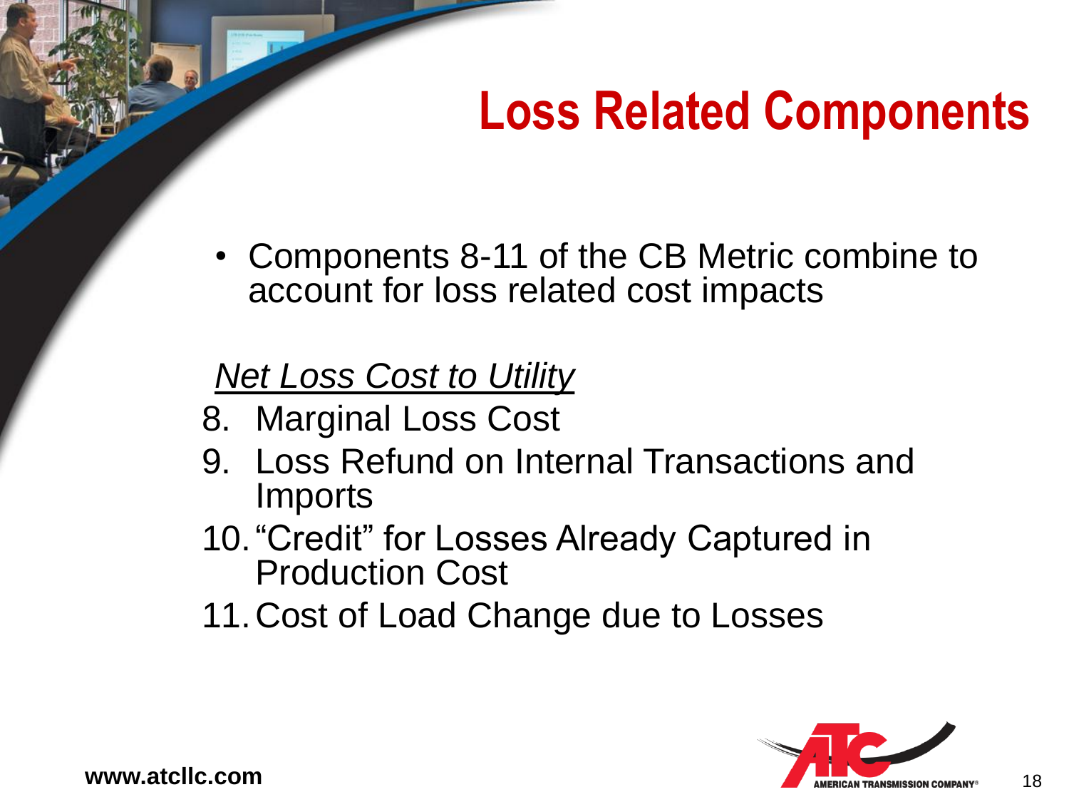# Loss Related Components

- Components 8-11 of the CB Metric combine to account for loss related cost impacts

*Net Loss Cost to Utility*

8. Marginal Loss Cost
9. Loss Refund on Internal Transactions and Imports
10. "Credit" for Losses Already Captured in Production Cost
11. Cost of Load Change due to Losses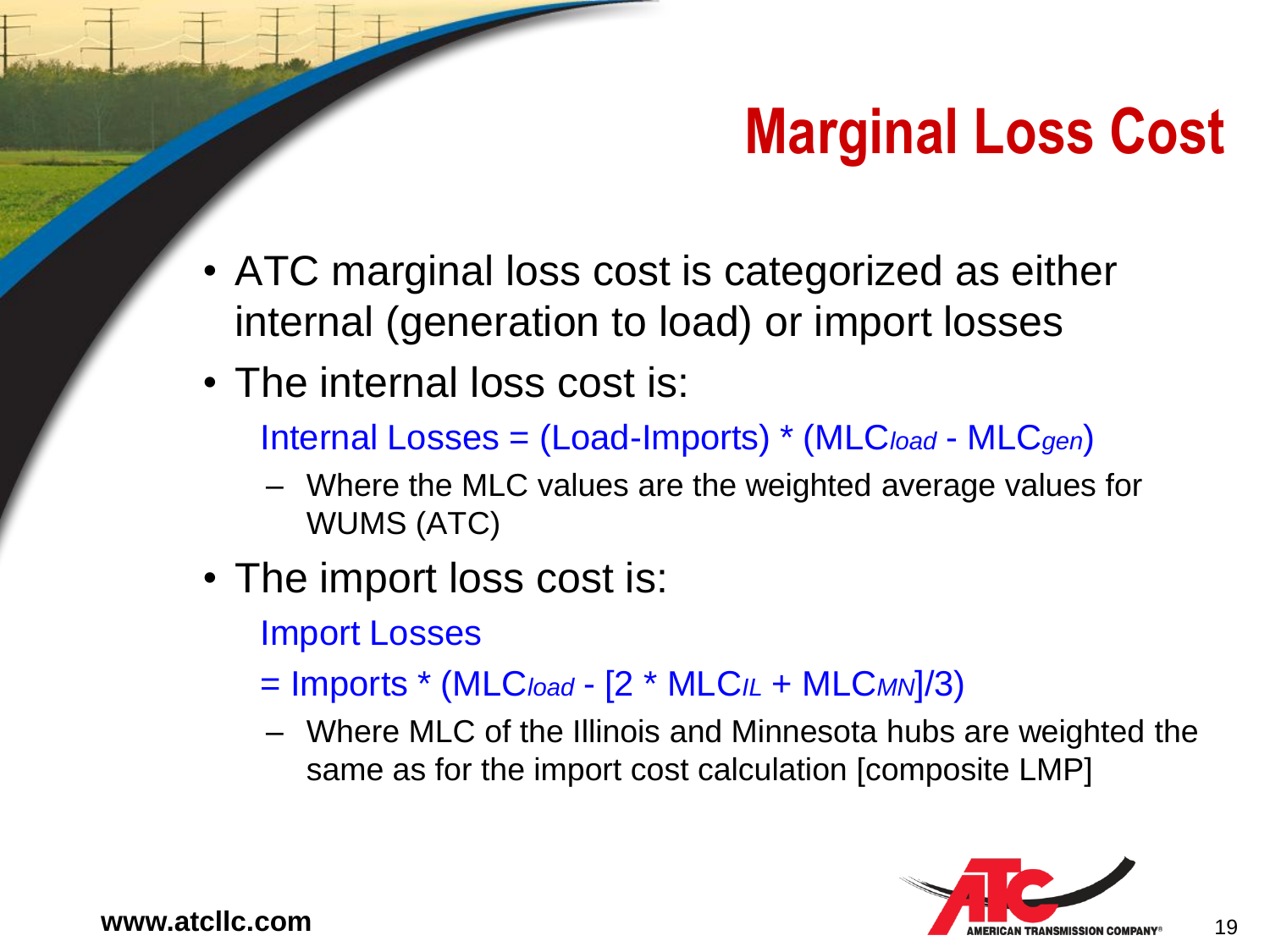# Marginal Loss Cost

- ATC marginal loss cost is categorized as either internal (generation to load) or import losses
- The internal loss cost is:

  Internal Losses = (Load-Imports) * $(MLC_{load} - MLC_{gen})$

  – Where the MLC values are the weighted average values for WUMS (ATC)

- The import loss cost is:

  Import Losses

  = Imports * $(MLC_{load} - [2 * MLC_{IL} + MLC_{MN}]/3)$

  – Where MLC of the Illinois and Minnesota hubs are weighted the same as for the import cost calculation [composite LMP]

www.atcllc.com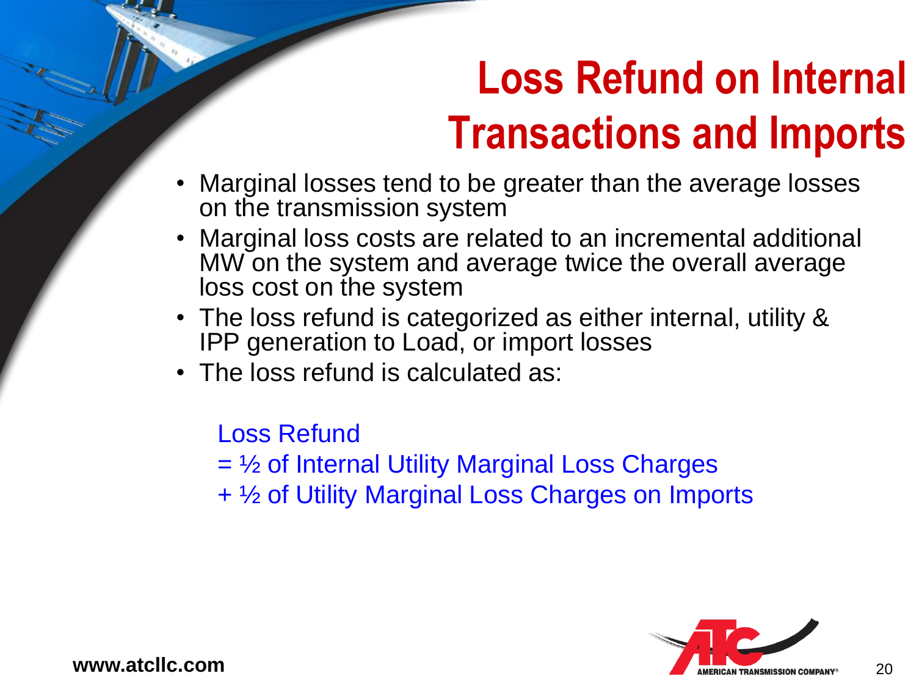# Loss Refund on Internal Transactions and Imports

- Marginal losses tend to be greater than the average losses on the transmission system
- Marginal loss costs are related to an incremental additional MW on the system and average twice the overall average loss cost on the system
- The loss refund is categorized as either internal, utility & IPP generation to Load, or import losses
- The loss refund is calculated as:

Loss Refund
= ½ of Internal Utility Marginal Loss Charges
+ ½ of Utility Marginal Loss Charges on Imports

www.atcllc.com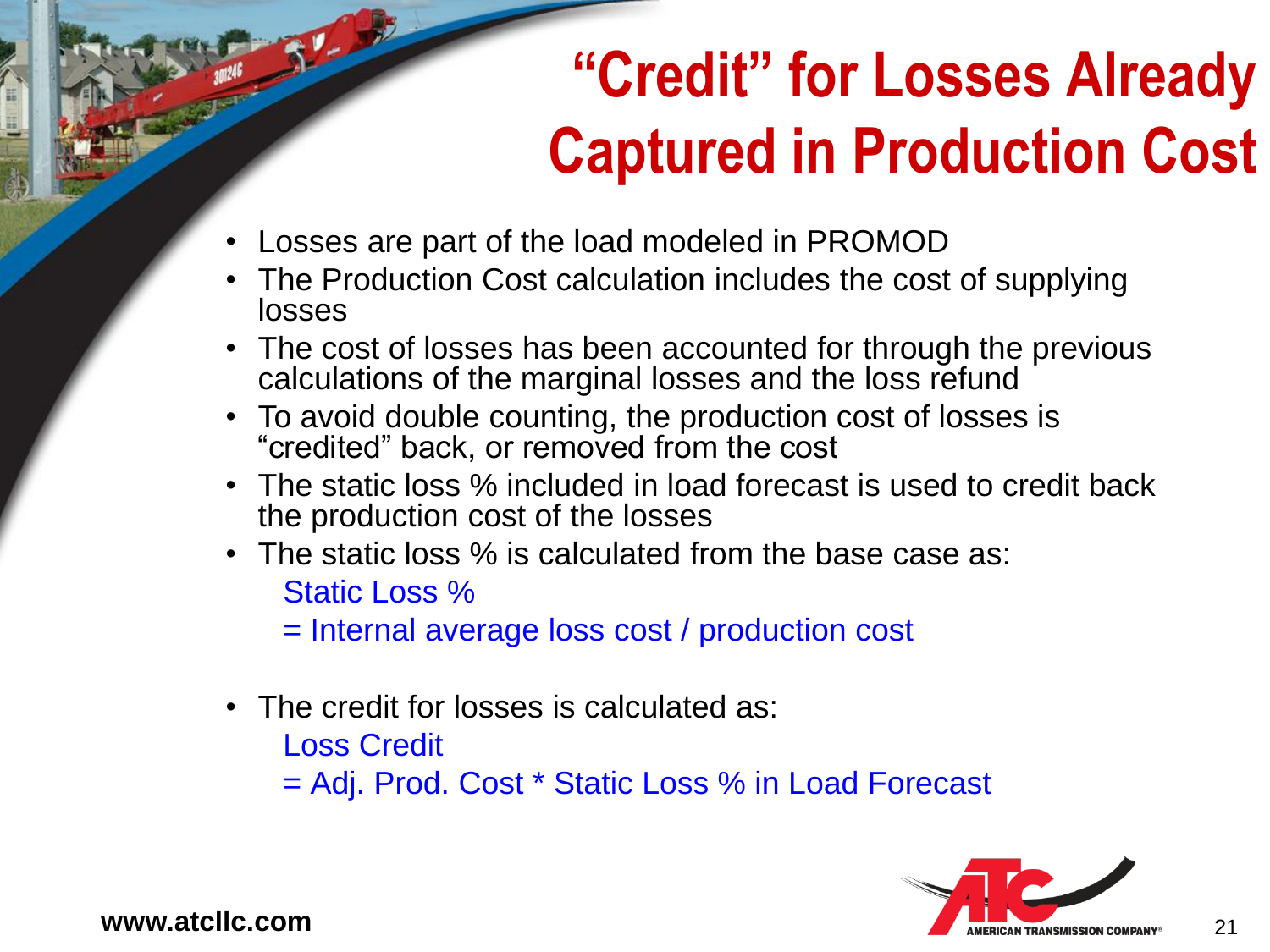# "Credit" for Losses Already Captured in Production Cost

- Losses are part of the load modeled in PROMOD
- The Production Cost calculation includes the cost of supplying losses
- The cost of losses has been accounted for through the previous calculations of the marginal losses and the loss refund
- To avoid double counting, the production cost of losses is "credited" back, or removed from the cost
- The static loss % included in load forecast is used to credit back the production cost of the losses
- The static loss % is calculated from the base case as:

  Static Loss %

  = Internal average loss cost / production cost

- The credit for losses is calculated as:

  Loss Credit

  = Adj. Prod. Cost * Static Loss % in Load Forecast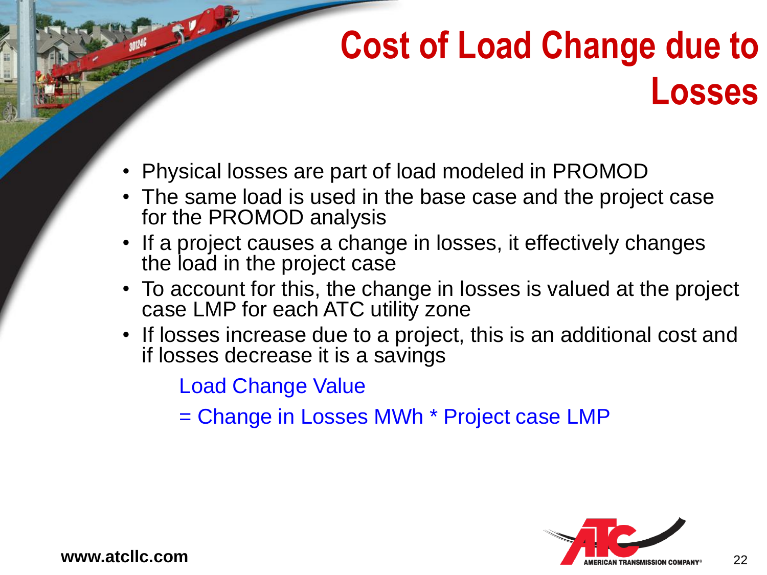# Cost of Load Change due to Losses

- Physical losses are part of load modeled in PROMOD
- The same load is used in the base case and the project case for the PROMOD analysis
- If a project causes a change in losses, it effectively changes the load in the project case
- To account for this, the change in losses is valued at the project case LMP for each ATC utility zone
- If losses increase due to a project, this is an additional cost and if losses decrease it is a savings

Load Change Value

= Change in Losses MWh * Project case LMP

www.atcllc.com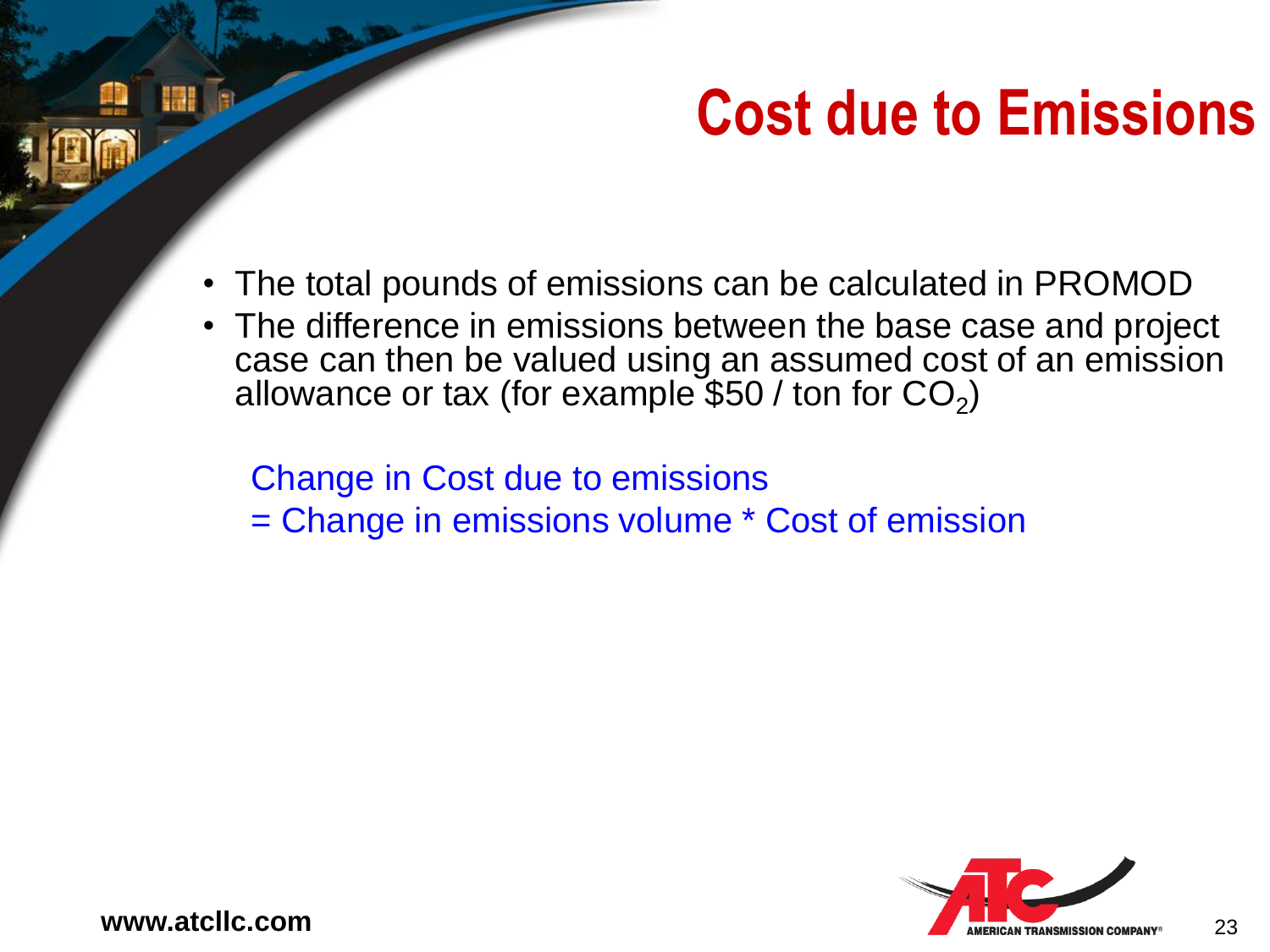# Cost due to Emissions

- The total pounds of emissions can be calculated in PROMOD
- The difference in emissions between the base case and project case can then be valued using an assumed cost of an emission allowance or tax (for example $50 / ton for $CO_2$)

Change in Cost due to emissions
= Change in emissions volume * Cost of emission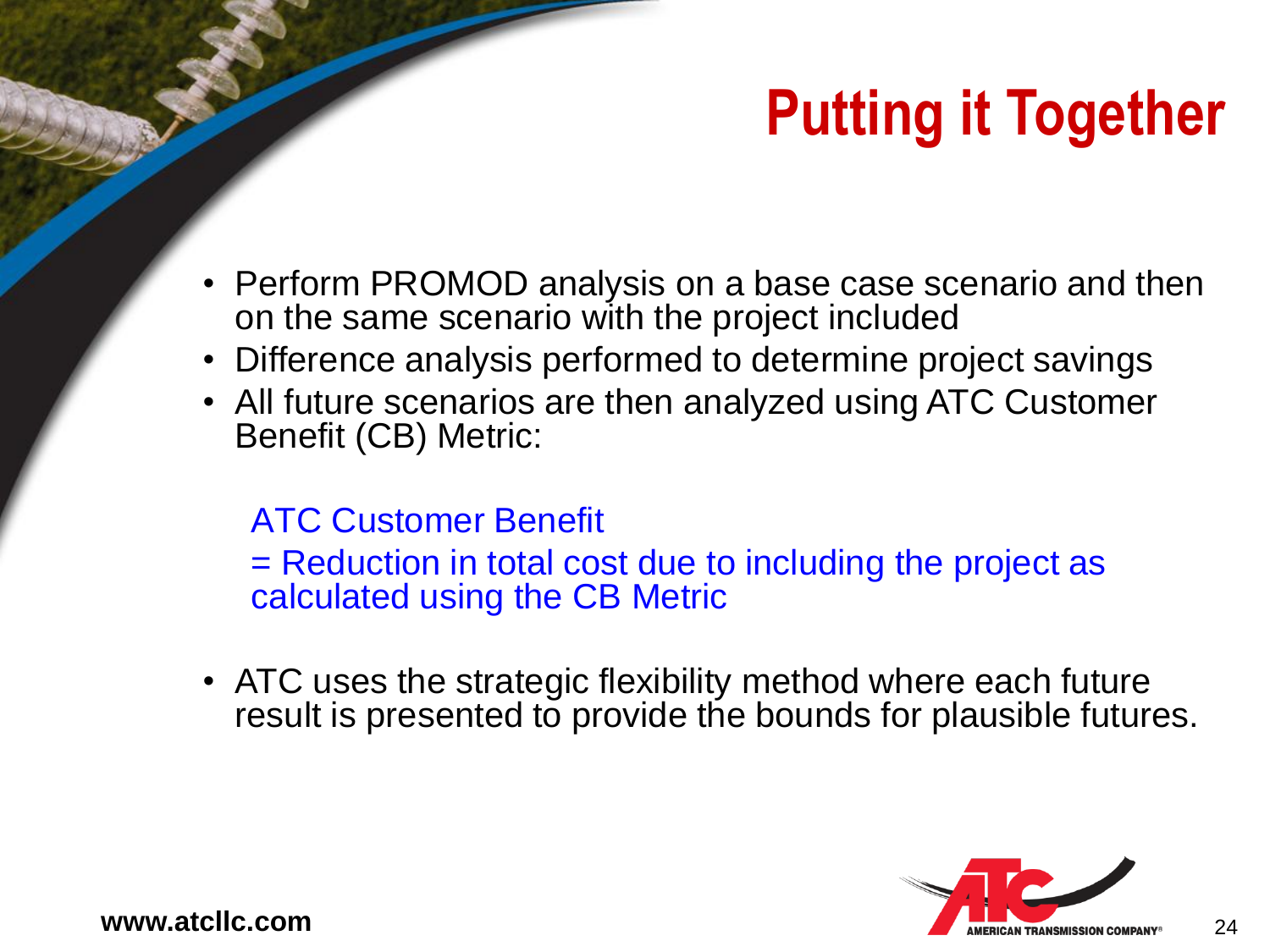# Putting it Together

- Perform PROMOD analysis on a base case scenario and then on the same scenario with the project included
- Difference analysis performed to determine project savings
- All future scenarios are then analyzed using ATC Customer Benefit (CB) Metric:

  ATC Customer Benefit
  = Reduction in total cost due to including the project as calculated using the CB Metric

- ATC uses the strategic flexibility method where each future result is presented to provide the bounds for plausible futures.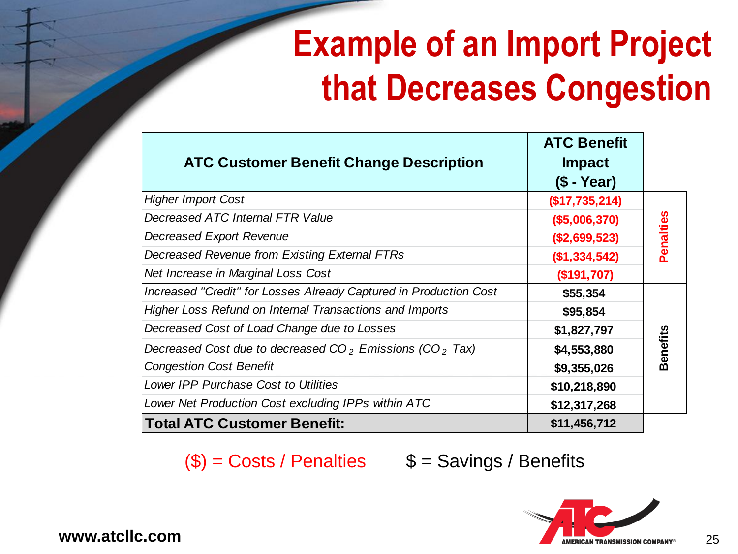# Example of an Import Project that Decreases Congestion

| ATC Customer Benefit Change Description | ATC Benefit Impact ($ - Year) | |
|---|---|---|
| *Higher Import Cost* | ($17,735,214) | Penalties |
| *Decreased ATC Internal FTR Value* | ($5,006,370) | |
| *Decreased Export Revenue* | ($2,699,523) | |
| *Decreased Revenue from Existing External FTRs* | ($1,334,542) | |
| *Net Increase in Marginal Loss Cost* | ($191,707) | |
| *Increased "Credit" for Losses Already Captured in Production Cost* | $55,354 | Benefits |
| *Higher Loss Refund on Internal Transactions and Imports* | $95,854 | |
| *Decreased Cost of Load Change due to Losses* | $1,827,797 | |
| *Decreased Cost due to decreased $CO_2$ Emissions ($CO_2$ Tax)* | $4,553,880 | |
| *Congestion Cost Benefit* | $9,355,026 | |
| *Lower IPP Purchase Cost to Utilities* | $10,218,890 | |
| *Lower Net Production Cost excluding IPPs within ATC* | $12,317,268 | |
| **Total ATC Customer Benefit:** | **$11,456,712** | |

($) = Costs / Penalties $ = Savings / Benefits

www.atcllc.com

AMERICAN TRANSMISSION COMPANY®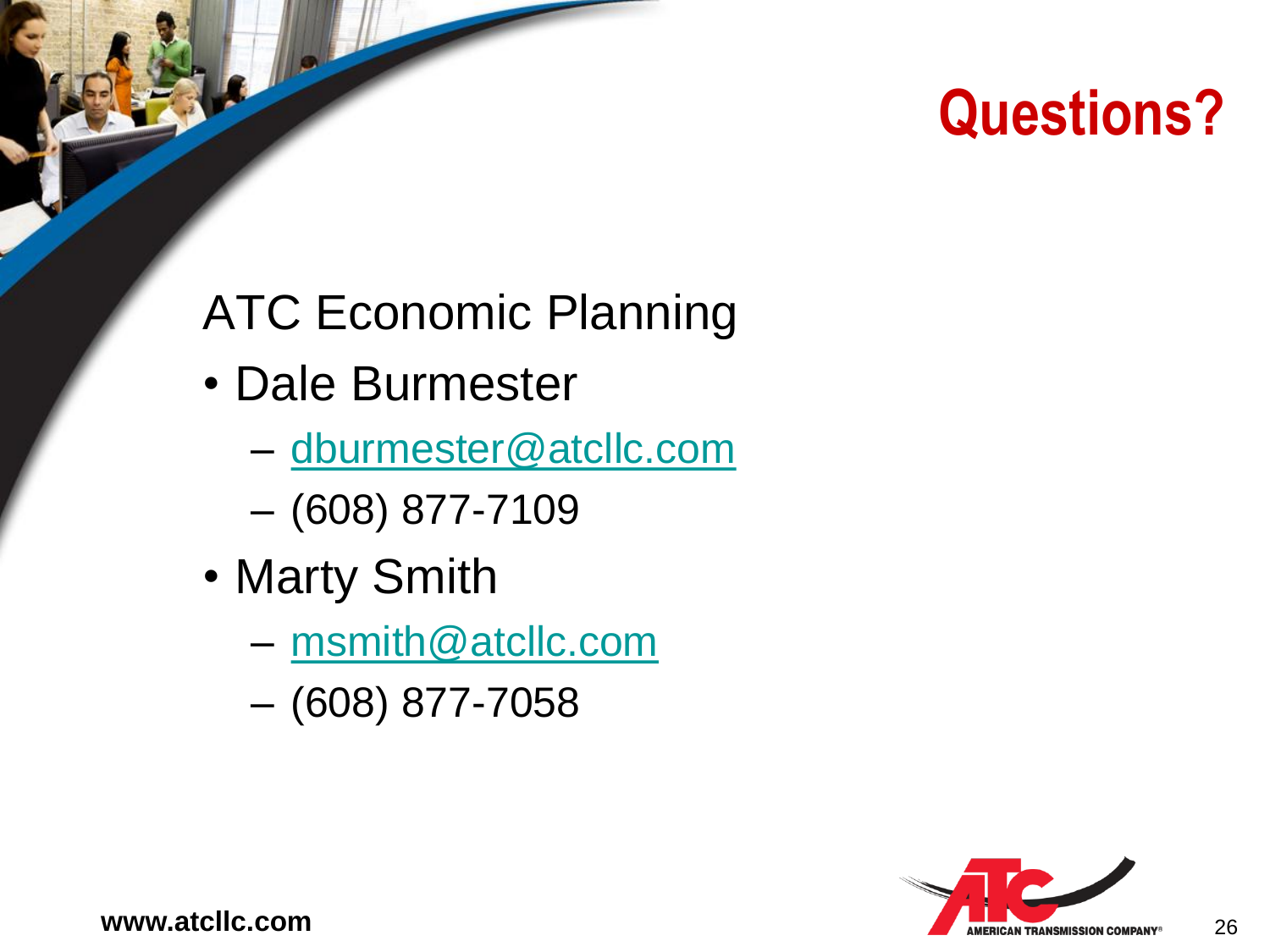# Questions?

ATC Economic Planning

- Dale Burmester
  - dburmester@atcllc.com
  - (608) 877-7109
- Marty Smith
  - msmith@atcllc.com
  - (608) 877-7058

www.atcllc.com

AMERICAN TRANSMISSION COMPANY®